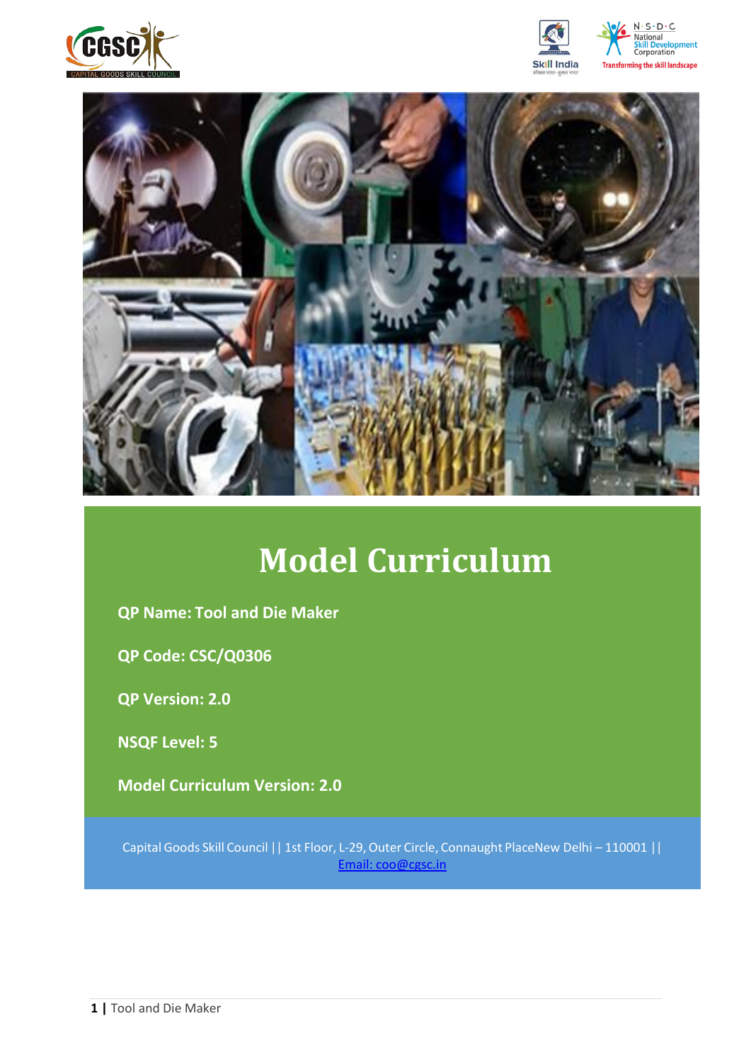# Model Curriculum

**QP Name: Tool and Die Maker**

**QP Code: CSC/Q0306**

**QP Version: 2.0**

**NSQF Level: 5**

**Model Curriculum Version: 2.0**

Capital Goods Skill Council || 1st Floor, L-29, Outer Circle, Connaught PlaceNew Delhi – 110001 || Email: coo@cgsc.in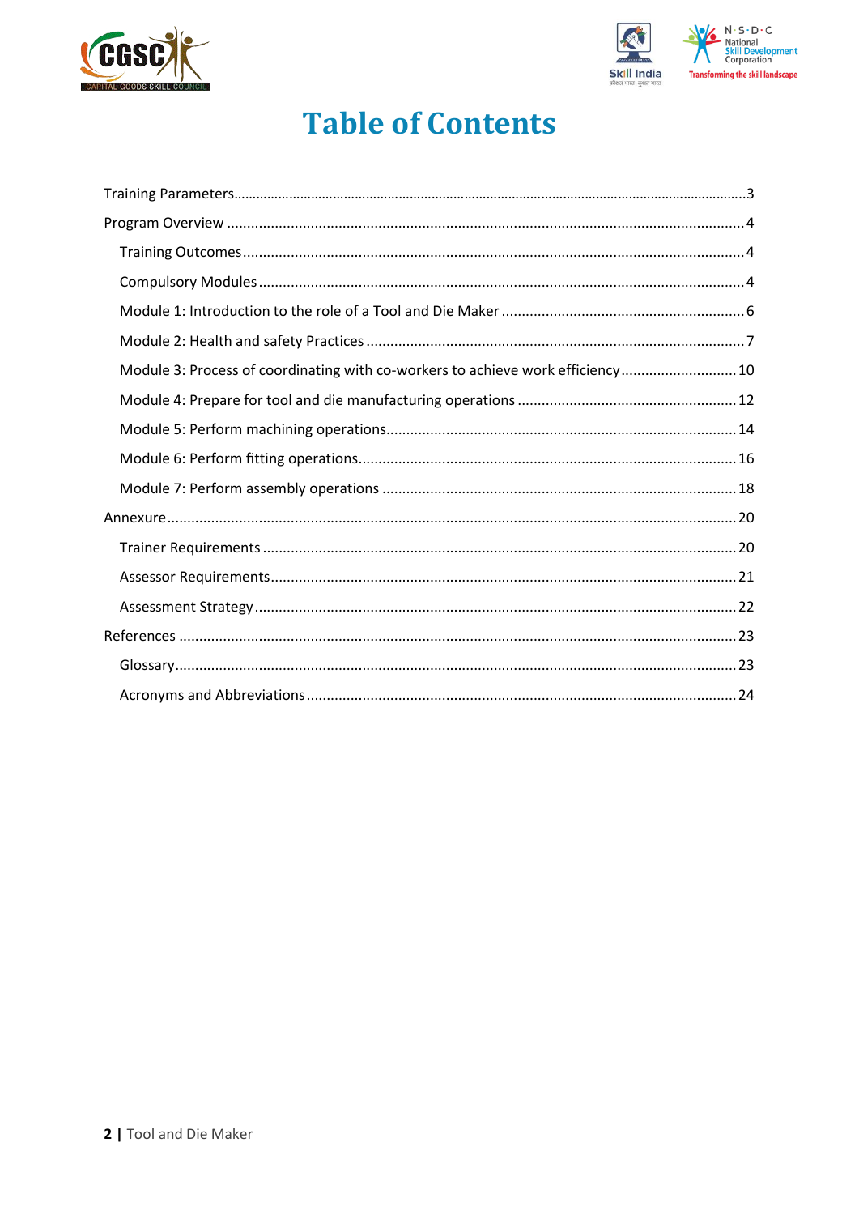# Table of Contents

- Training Parameters ... 3
- Program Overview ... 4
  - Training Outcomes ... 4
  - Compulsory Modules ... 4
  - Module 1: Introduction to the role of a Tool and Die Maker ... 6
  - Module 2: Health and safety Practices ... 7
  - Module 3: Process of coordinating with co-workers to achieve work efficiency ... 10
  - Module 4: Prepare for tool and die manufacturing operations ... 12
  - Module 5: Perform machining operations ... 14
  - Module 6: Perform fitting operations ... 16
  - Module 7: Perform assembly operations ... 18
- Annexure ... 20
  - Trainer Requirements ... 20
  - Assessor Requirements ... 21
  - Assessment Strategy ... 22
- References ... 23
  - Glossary ... 23
  - Acronyms and Abbreviations ... 24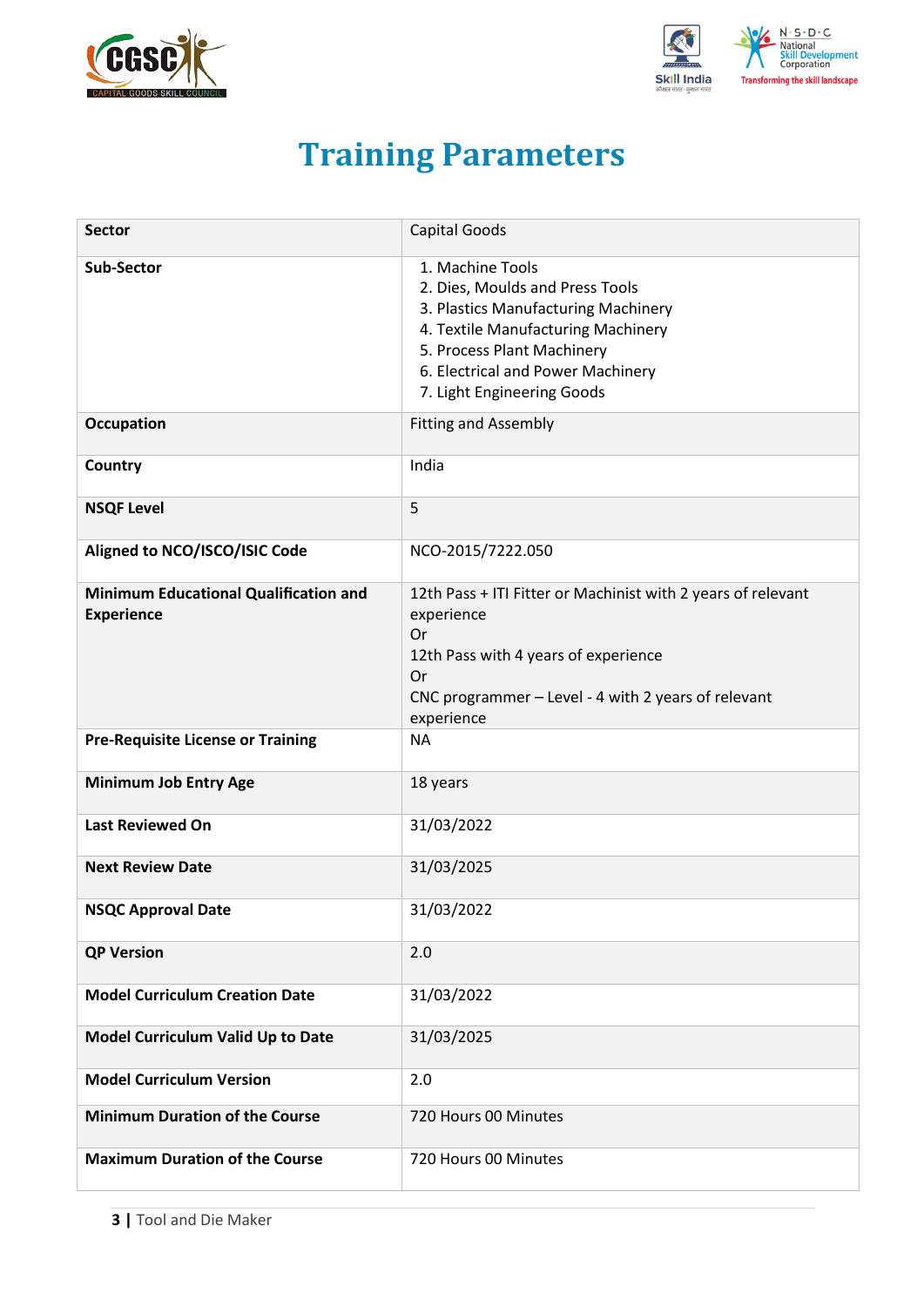# Training Parameters

| | |
|---|---|
| **Sector** | Capital Goods |
| **Sub-Sector** | 1. Machine Tools<br>2. Dies, Moulds and Press Tools<br>3. Plastics Manufacturing Machinery<br>4. Textile Manufacturing Machinery<br>5. Process Plant Machinery<br>6. Electrical and Power Machinery<br>7. Light Engineering Goods |
| **Occupation** | Fitting and Assembly |
| **Country** | India |
| **NSQF Level** | 5 |
| **Aligned to NCO/ISCO/ISIC Code** | NCO-2015/7222.050 |
| **Minimum Educational Qualification and Experience** | 12th Pass + ITI Fitter or Machinist with 2 years of relevant experience<br>Or<br>12th Pass with 4 years of experience<br>Or<br>CNC programmer – Level - 4 with 2 years of relevant experience |
| **Pre-Requisite License or Training** | NA |
| **Minimum Job Entry Age** | 18 years |
| **Last Reviewed On** | 31/03/2022 |
| **Next Review Date** | 31/03/2025 |
| **NSQC Approval Date** | 31/03/2022 |
| **QP Version** | 2.0 |
| **Model Curriculum Creation Date** | 31/03/2022 |
| **Model Curriculum Valid Up to Date** | 31/03/2025 |
| **Model Curriculum Version** | 2.0 |
| **Minimum Duration of the Course** | 720 Hours 00 Minutes |
| **Maximum Duration of the Course** | 720 Hours 00 Minutes |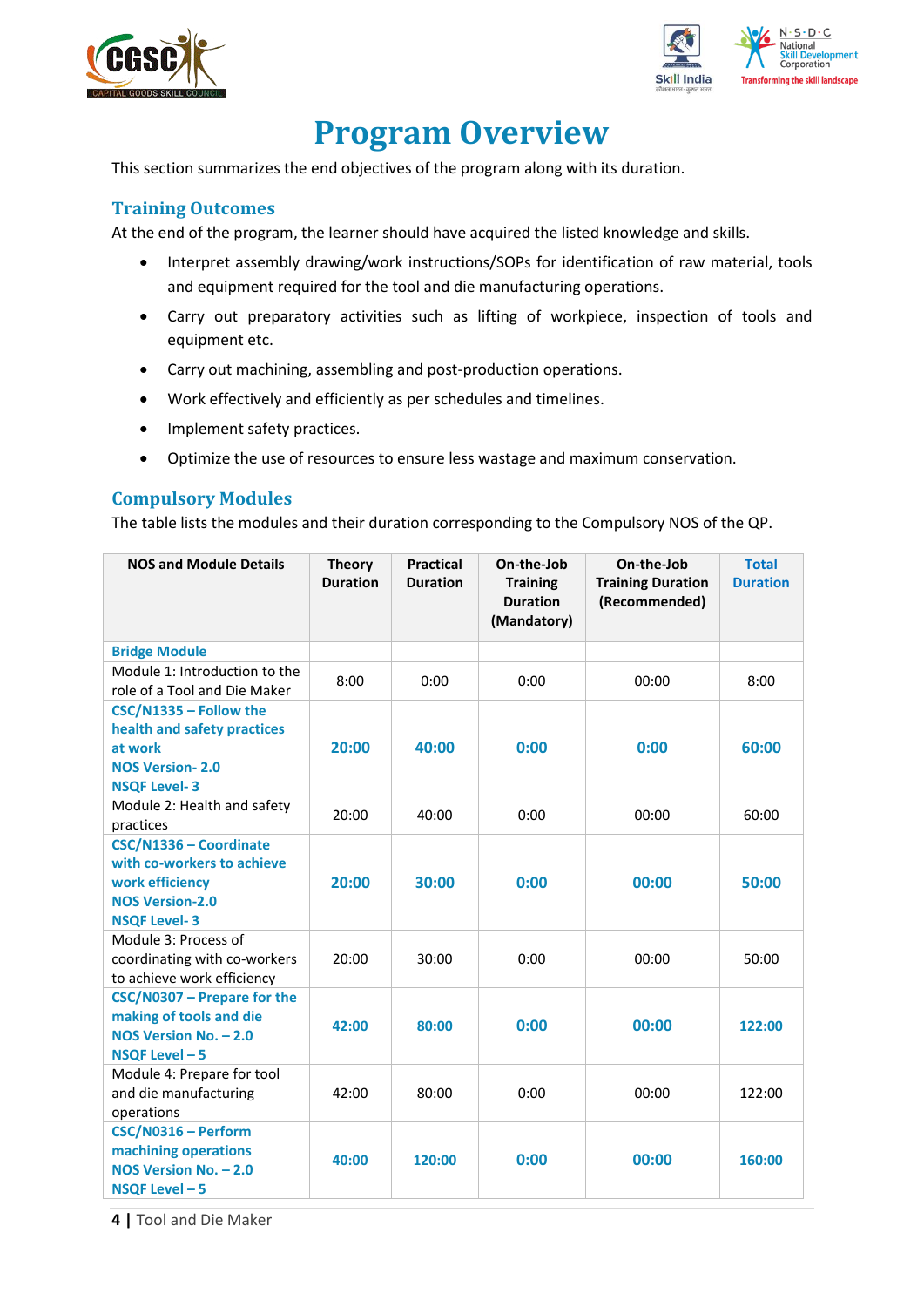# Program Overview

This section summarizes the end objectives of the program along with its duration.

## Training Outcomes

At the end of the program, the learner should have acquired the listed knowledge and skills.

- Interpret assembly drawing/work instructions/SOPs for identification of raw material, tools and equipment required for the tool and die manufacturing operations.
- Carry out preparatory activities such as lifting of workpiece, inspection of tools and equipment etc.
- Carry out machining, assembling and post-production operations.
- Work effectively and efficiently as per schedules and timelines.
- Implement safety practices.
- Optimize the use of resources to ensure less wastage and maximum conservation.

## Compulsory Modules

The table lists the modules and their duration corresponding to the Compulsory NOS of the QP.

| NOS and Module Details | Theory Duration | Practical Duration | On-the-Job Training Duration (Mandatory) | On-the-Job Training Duration (Recommended) | Total Duration |
|---|---|---|---|---|---|
| **Bridge Module** | | | | | |
| Module 1: Introduction to the role of a Tool and Die Maker | 8:00 | 0:00 | 0:00 | 00:00 | 8:00 |
| **CSC/N1335 – Follow the health and safety practices at work NOS Version- 2.0 NSQF Level- 3** | **20:00** | **40:00** | **0:00** | **0:00** | **60:00** |
| Module 2: Health and safety practices | 20:00 | 40:00 | 0:00 | 00:00 | 60:00 |
| **CSC/N1336 – Coordinate with co-workers to achieve work efficiency NOS Version-2.0 NSQF Level- 3** | **20:00** | **30:00** | **0:00** | **00:00** | **50:00** |
| Module 3: Process of coordinating with co-workers to achieve work efficiency | 20:00 | 30:00 | 0:00 | 00:00 | 50:00 |
| **CSC/N0307 – Prepare for the making of tools and die NOS Version No. – 2.0 NSQF Level – 5** | **42:00** | **80:00** | **0:00** | **00:00** | **122:00** |
| Module 4: Prepare for tool and die manufacturing operations | 42:00 | 80:00 | 0:00 | 00:00 | 122:00 |
| **CSC/N0316 – Perform machining operations NOS Version No. – 2.0 NSQF Level – 5** | **40:00** | **120:00** | **0:00** | **00:00** | **160:00** |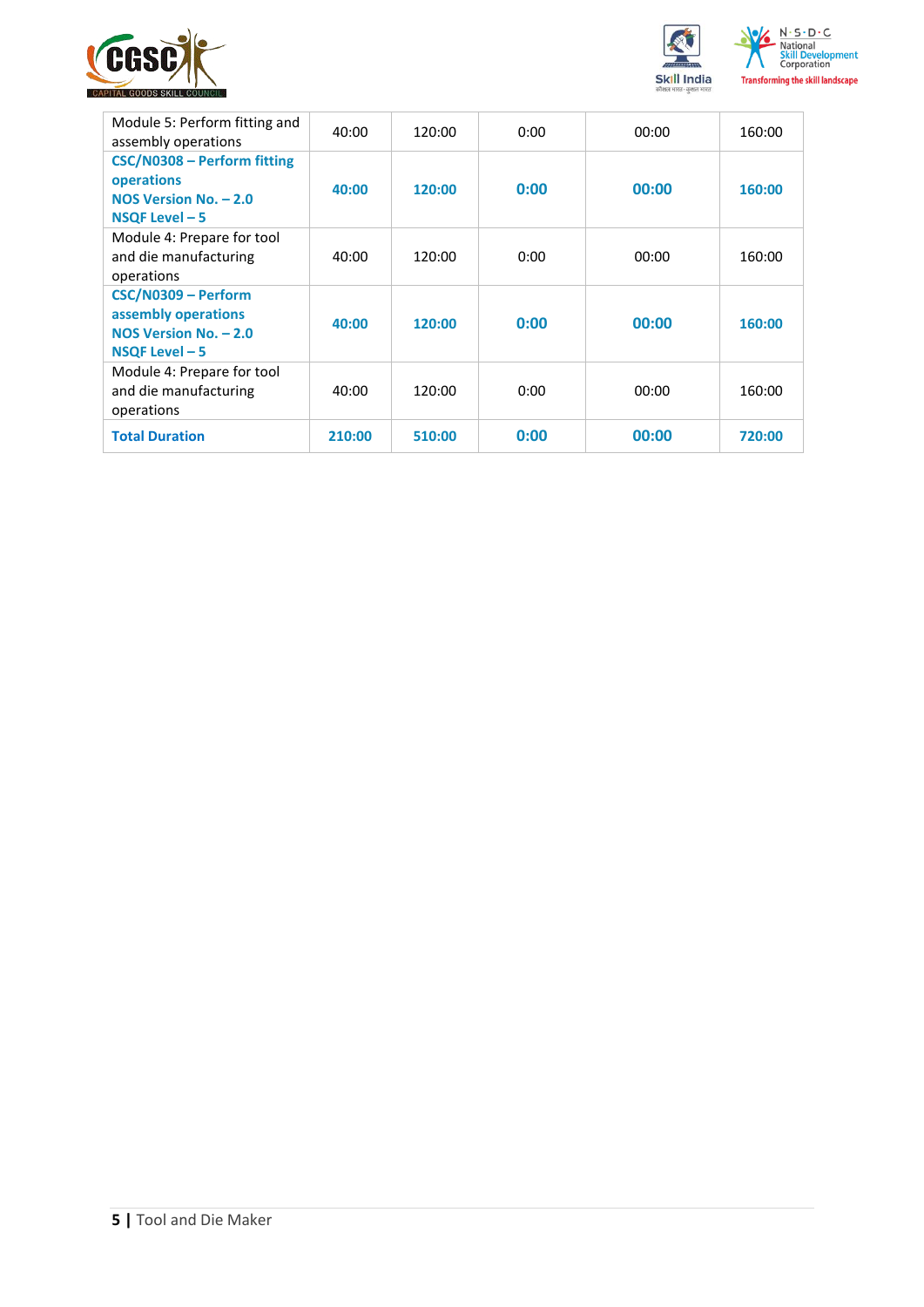| Module 5: Perform fitting and assembly operations | 40:00 | 120:00 | 0:00 | 00:00 | 160:00 |
|---|---|---|---|---|---|
| **CSC/N0308 – Perform fitting operations**<br>**NOS Version No. – 2.0**<br>**NSQF Level – 5** | **40:00** | **120:00** | **0:00** | **00:00** | **160:00** |
| Module 4: Prepare for tool and die manufacturing operations | 40:00 | 120:00 | 0:00 | 00:00 | 160:00 |
| **CSC/N0309 – Perform assembly operations**<br>**NOS Version No. – 2.0**<br>**NSQF Level – 5** | **40:00** | **120:00** | **0:00** | **00:00** | **160:00** |
| Module 4: Prepare for tool and die manufacturing operations | 40:00 | 120:00 | 0:00 | 00:00 | 160:00 |
| **Total Duration** | **210:00** | **510:00** | **0:00** | **00:00** | **720:00** |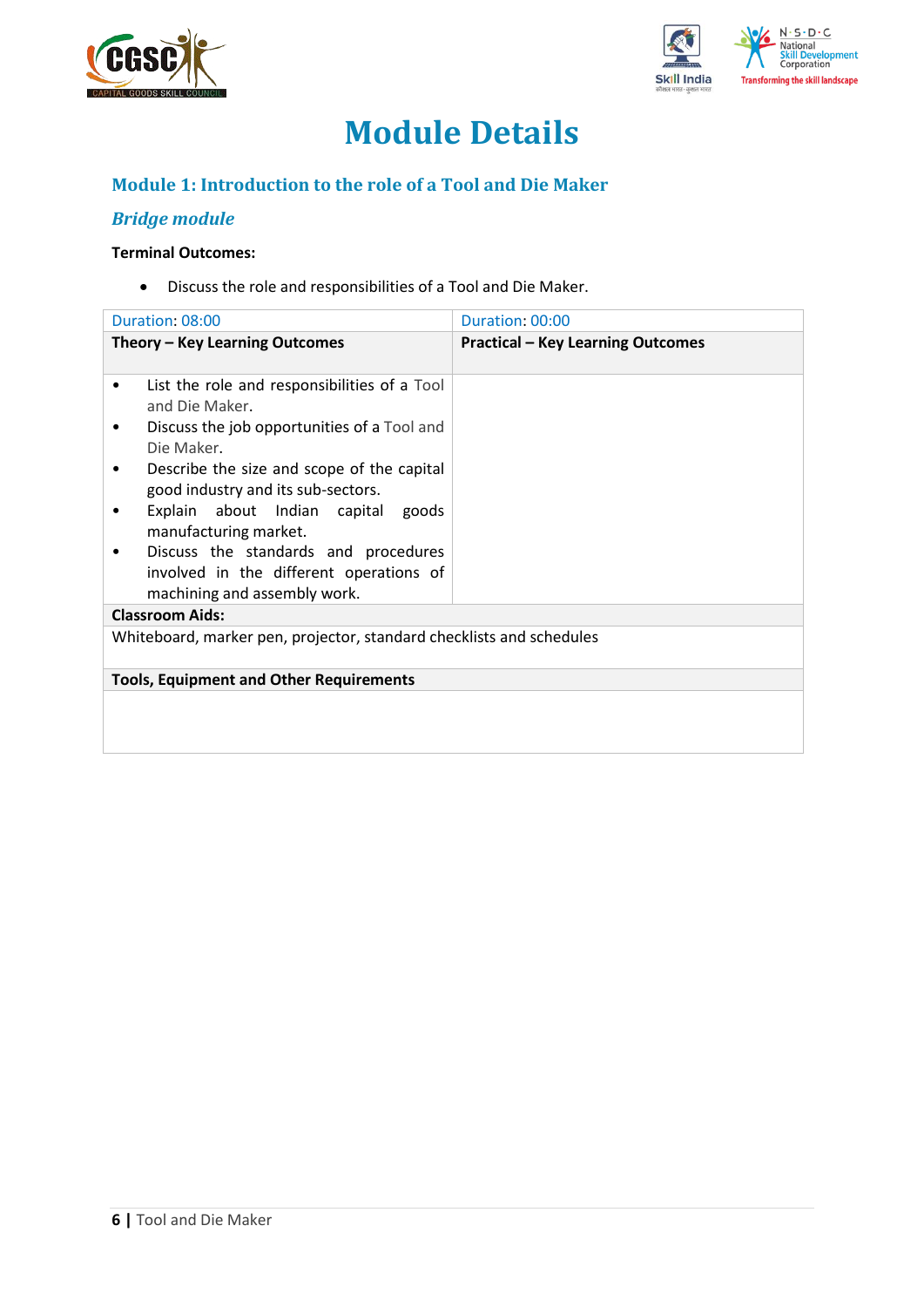# Module Details

## Module 1: Introduction to the role of a Tool and Die Maker

### *Bridge module*

**Terminal Outcomes:**

- Discuss the role and responsibilities of a Tool and Die Maker.

| Duration: 08:00 | Duration: 00:00 |
|---|---|
| **Theory – Key Learning Outcomes** | **Practical – Key Learning Outcomes** |
| • List the role and responsibilities of a Tool and Die Maker.<br>• Discuss the job opportunities of a Tool and Die Maker.<br>• Describe the size and scope of the capital good industry and its sub-sectors.<br>• Explain about Indian capital goods manufacturing market.<br>• Discuss the standards and procedures involved in the different operations of machining and assembly work. | |
| **Classroom Aids:** | |
| Whiteboard, marker pen, projector, standard checklists and schedules | |
| **Tools, Equipment and Other Requirements** | |
| | |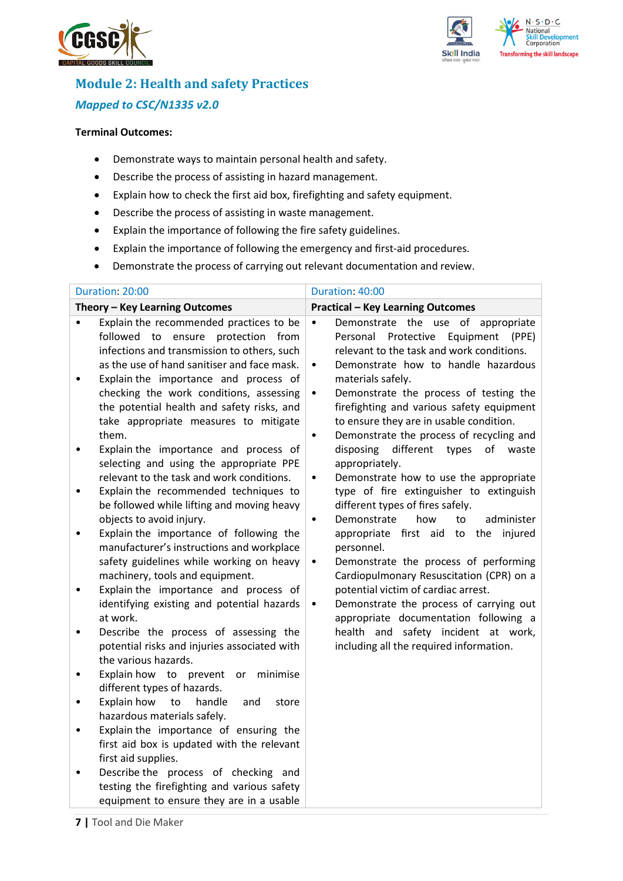## Module 2: Health and safety Practices

*Mapped to CSC/N1335 v2.0*

**Terminal Outcomes:**

- Demonstrate ways to maintain personal health and safety.
- Describe the process of assisting in hazard management.
- Explain how to check the first aid box, firefighting and safety equipment.
- Describe the process of assisting in waste management.
- Explain the importance of following the fire safety guidelines.
- Explain the importance of following the emergency and first-aid procedures.
- Demonstrate the process of carrying out relevant documentation and review.

| Duration: 20:00 | Duration: 40:00 |
|---|---|
| **Theory – Key Learning Outcomes** | **Practical – Key Learning Outcomes** |
| • Explain the recommended practices to be followed to ensure protection from infections and transmission to others, such as the use of hand sanitiser and face mask.<br>• Explain the importance and process of checking the work conditions, assessing the potential health and safety risks, and take appropriate measures to mitigate them.<br>• Explain the importance and process of selecting and using the appropriate PPE relevant to the task and work conditions.<br>• Explain the recommended techniques to be followed while lifting and moving heavy objects to avoid injury.<br>• Explain the importance of following the manufacturer's instructions and workplace safety guidelines while working on heavy machinery, tools and equipment.<br>• Explain the importance and process of identifying existing and potential hazards at work.<br>• Describe the process of assessing the potential risks and injuries associated with the various hazards.<br>• Explain how to prevent or minimise different types of hazards.<br>• Explain how to handle and store hazardous materials safely.<br>• Explain the importance of ensuring the first aid box is updated with the relevant first aid supplies.<br>• Describe the process of checking and testing the firefighting and various safety equipment to ensure they are in a usable | • Demonstrate the use of appropriate Personal Protective Equipment (PPE) relevant to the task and work conditions.<br>• Demonstrate how to handle hazardous materials safely.<br>• Demonstrate the process of testing the firefighting and various safety equipment to ensure they are in usable condition.<br>• Demonstrate the process of recycling and disposing different types of waste appropriately.<br>• Demonstrate how to use the appropriate type of fire extinguisher to extinguish different types of fires safely.<br>• Demonstrate how to administer appropriate first aid to the injured personnel.<br>• Demonstrate the process of performing Cardiopulmonary Resuscitation (CPR) on a potential victim of cardiac arrest.<br>• Demonstrate the process of carrying out appropriate documentation following a health and safety incident at work, including all the required information. |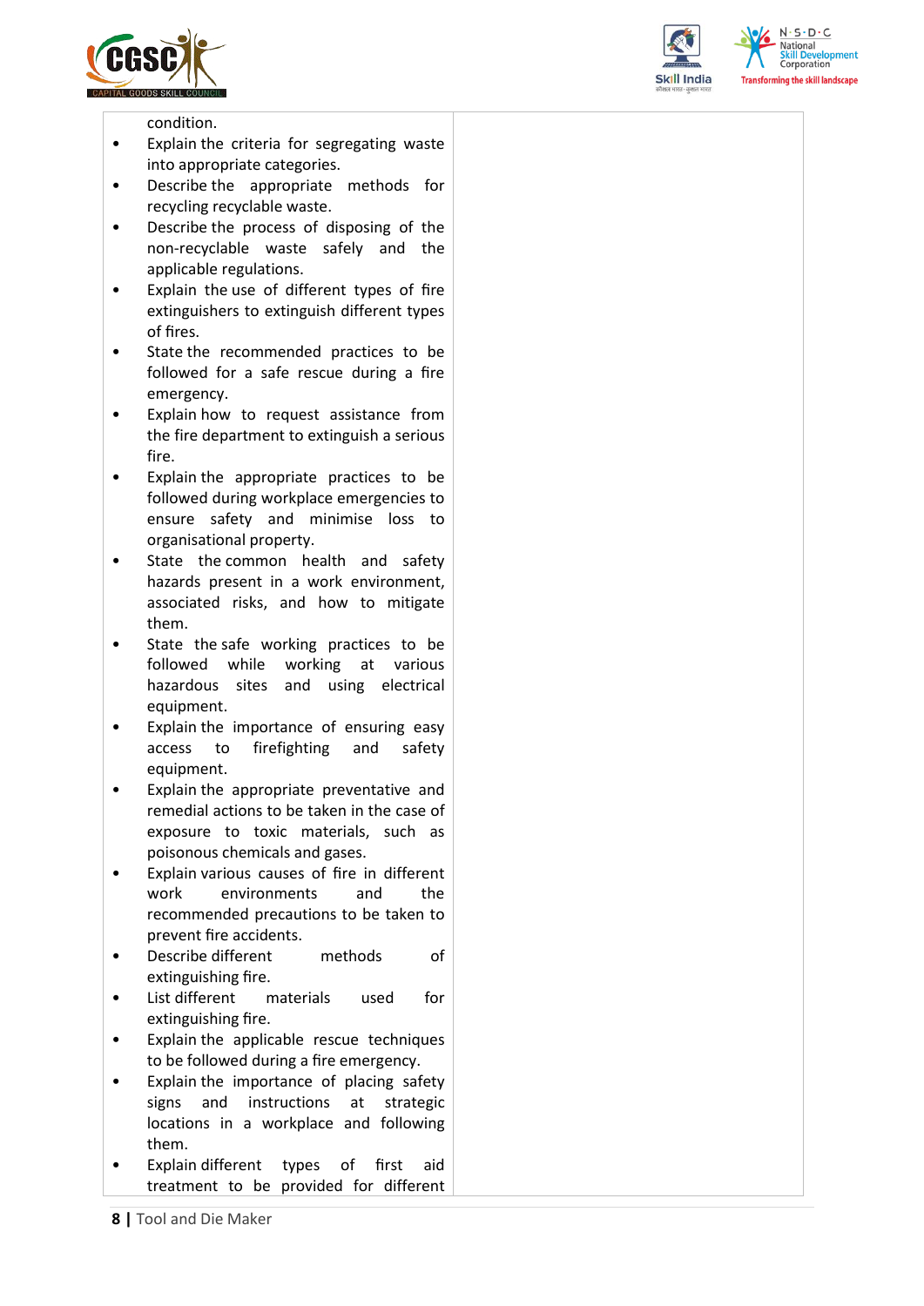| | |
|---|---|
| condition.<br>• Explain the criteria for segregating waste into appropriate categories.<br>• Describe the appropriate methods for recycling recyclable waste.<br>• Describe the process of disposing of the non-recyclable waste safely and the applicable regulations.<br>• Explain the use of different types of fire extinguishers to extinguish different types of fires.<br>• State the recommended practices to be followed for a safe rescue during a fire emergency.<br>• Explain how to request assistance from the fire department to extinguish a serious fire.<br>• Explain the appropriate practices to be followed during workplace emergencies to ensure safety and minimise loss to organisational property.<br>• State the common health and safety hazards present in a work environment, associated risks, and how to mitigate them.<br>• State the safe working practices to be followed while working at various hazardous sites and using electrical equipment.<br>• Explain the importance of ensuring easy access to firefighting and safety equipment.<br>• Explain the appropriate preventative and remedial actions to be taken in the case of exposure to toxic materials, such as poisonous chemicals and gases.<br>• Explain various causes of fire in different work environments and the recommended precautions to be taken to prevent fire accidents.<br>• Describe different methods of extinguishing fire.<br>• List different materials used for extinguishing fire.<br>• Explain the applicable rescue techniques to be followed during a fire emergency.<br>• Explain the importance of placing safety signs and instructions at strategic locations in a workplace and following them.<br>• Explain different types of first aid treatment to be provided for different | |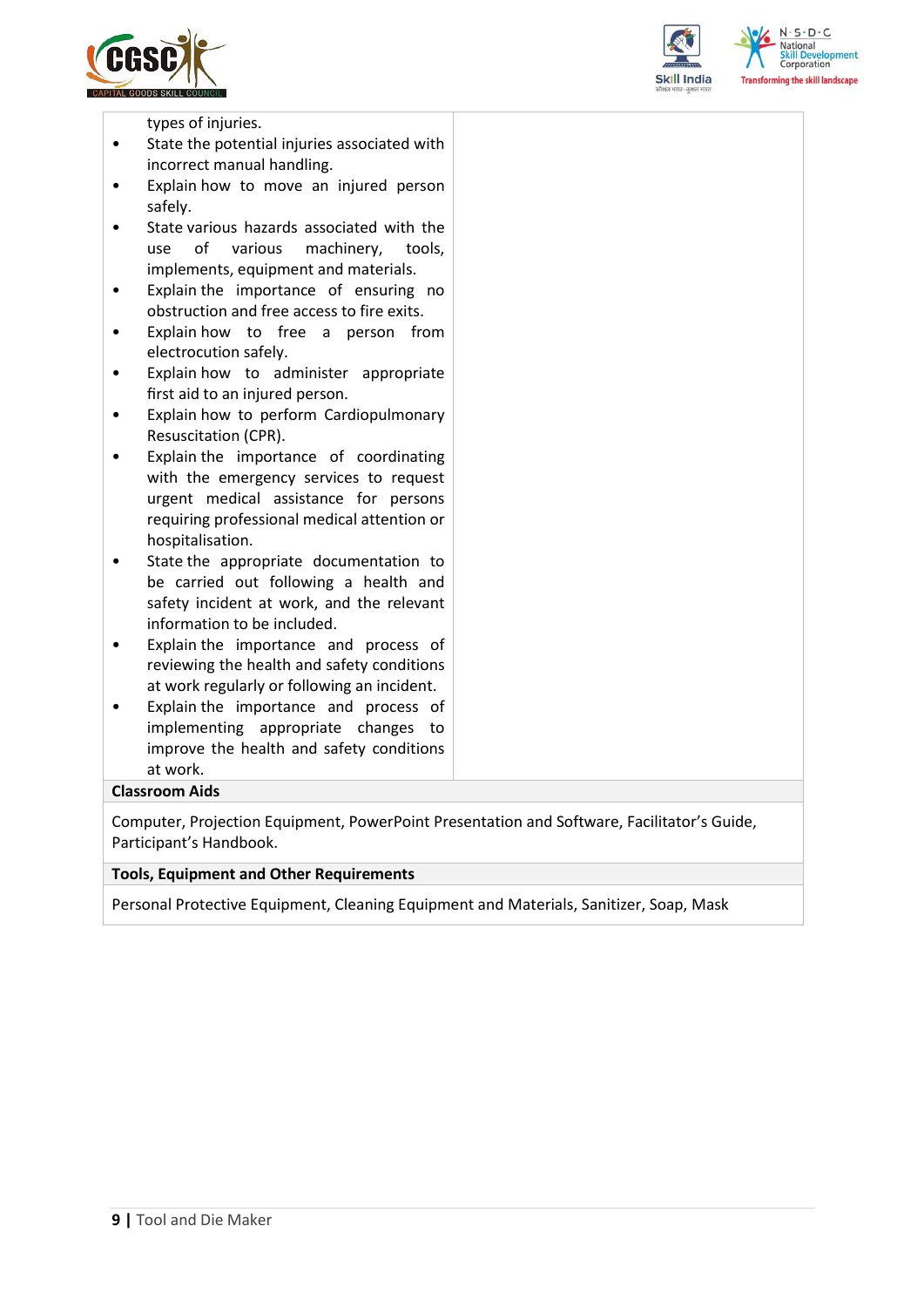types of injuries.

- State the potential injuries associated with incorrect manual handling.
- Explain how to move an injured person safely.
- State various hazards associated with the use of various machinery, tools, implements, equipment and materials.
- Explain the importance of ensuring no obstruction and free access to fire exits.
- Explain how to free a person from electrocution safely.
- Explain how to administer appropriate first aid to an injured person.
- Explain how to perform Cardiopulmonary Resuscitation (CPR).
- Explain the importance of coordinating with the emergency services to request urgent medical assistance for persons requiring professional medical attention or hospitalisation.
- State the appropriate documentation to be carried out following a health and safety incident at work, and the relevant information to be included.
- Explain the importance and process of reviewing the health and safety conditions at work regularly or following an incident.
- Explain the importance and process of implementing appropriate changes to improve the health and safety conditions at work.

**Classroom Aids**

Computer, Projection Equipment, PowerPoint Presentation and Software, Facilitator's Guide, Participant's Handbook.

**Tools, Equipment and Other Requirements**

Personal Protective Equipment, Cleaning Equipment and Materials, Sanitizer, Soap, Mask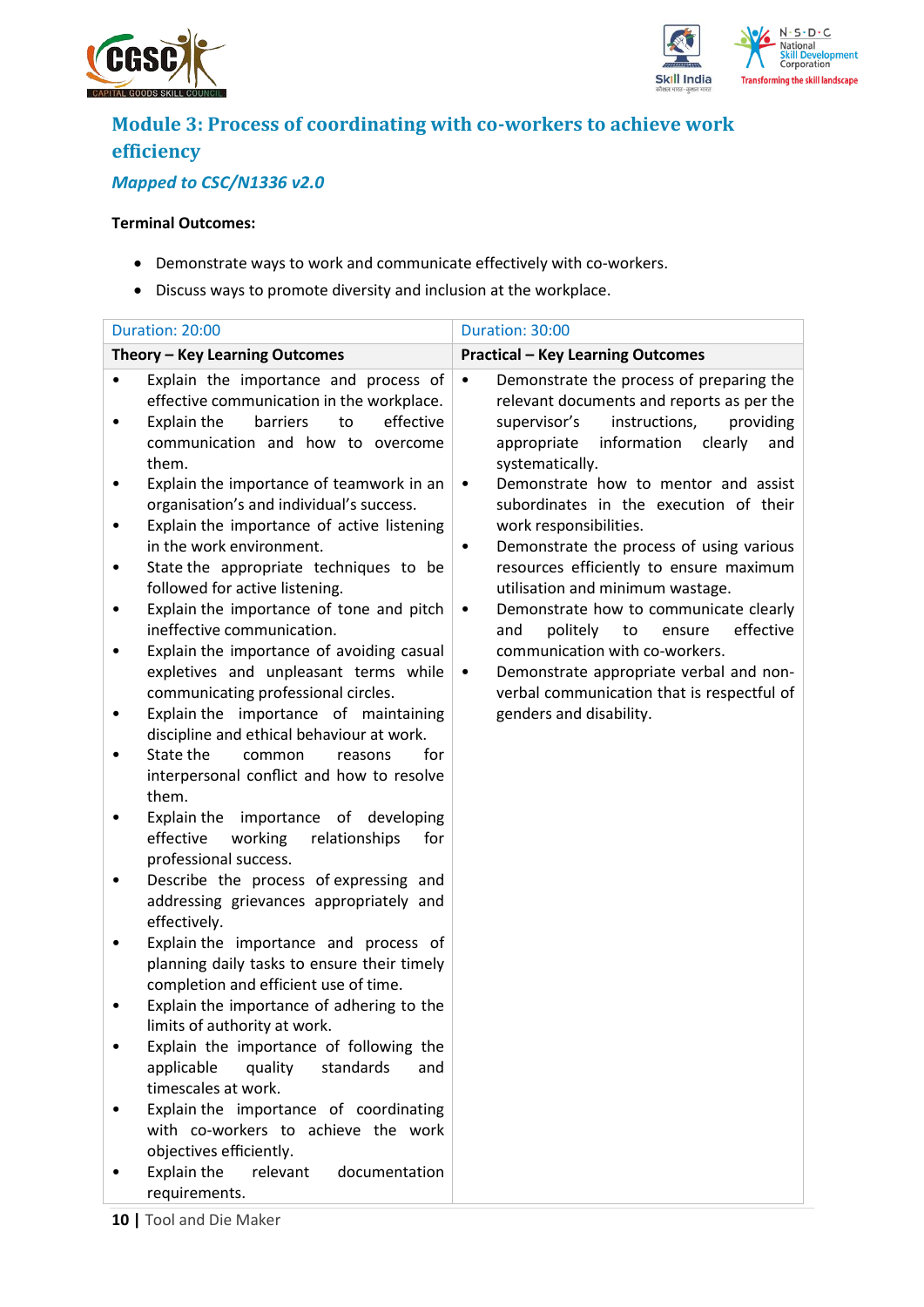## Module 3: Process of coordinating with co-workers to achieve work efficiency

### *Mapped to CSC/N1336 v2.0*

**Terminal Outcomes:**

- Demonstrate ways to work and communicate effectively with co-workers.
- Discuss ways to promote diversity and inclusion at the workplace.

| Duration: 20:00 | Duration: 30:00 |
|---|---|
| **Theory – Key Learning Outcomes** | **Practical – Key Learning Outcomes** |
| • Explain the importance and process of effective communication in the workplace.<br>• Explain the barriers to effective communication and how to overcome them.<br>• Explain the importance of teamwork in an organisation's and individual's success.<br>• Explain the importance of active listening in the work environment.<br>• State the appropriate techniques to be followed for active listening.<br>• Explain the importance of tone and pitch ineffective communication.<br>• Explain the importance of avoiding casual expletives and unpleasant terms while communicating professional circles.<br>• Explain the importance of maintaining discipline and ethical behaviour at work.<br>• State the common reasons for interpersonal conflict and how to resolve them.<br>• Explain the importance of developing effective working relationships for professional success.<br>• Describe the process of expressing and addressing grievances appropriately and effectively.<br>• Explain the importance and process of planning daily tasks to ensure their timely completion and efficient use of time.<br>• Explain the importance of adhering to the limits of authority at work.<br>• Explain the importance of following the applicable quality standards and timescales at work.<br>• Explain the importance of coordinating with co-workers to achieve the work objectives efficiently.<br>• Explain the relevant documentation requirements. | • Demonstrate the process of preparing the relevant documents and reports as per the supervisor's instructions, providing appropriate information clearly and systematically.<br>• Demonstrate how to mentor and assist subordinates in the execution of their work responsibilities.<br>• Demonstrate the process of using various resources efficiently to ensure maximum utilisation and minimum wastage.<br>• Demonstrate how to communicate clearly and politely to ensure effective communication with co-workers.<br>• Demonstrate appropriate verbal and non-verbal communication that is respectful of genders and disability. |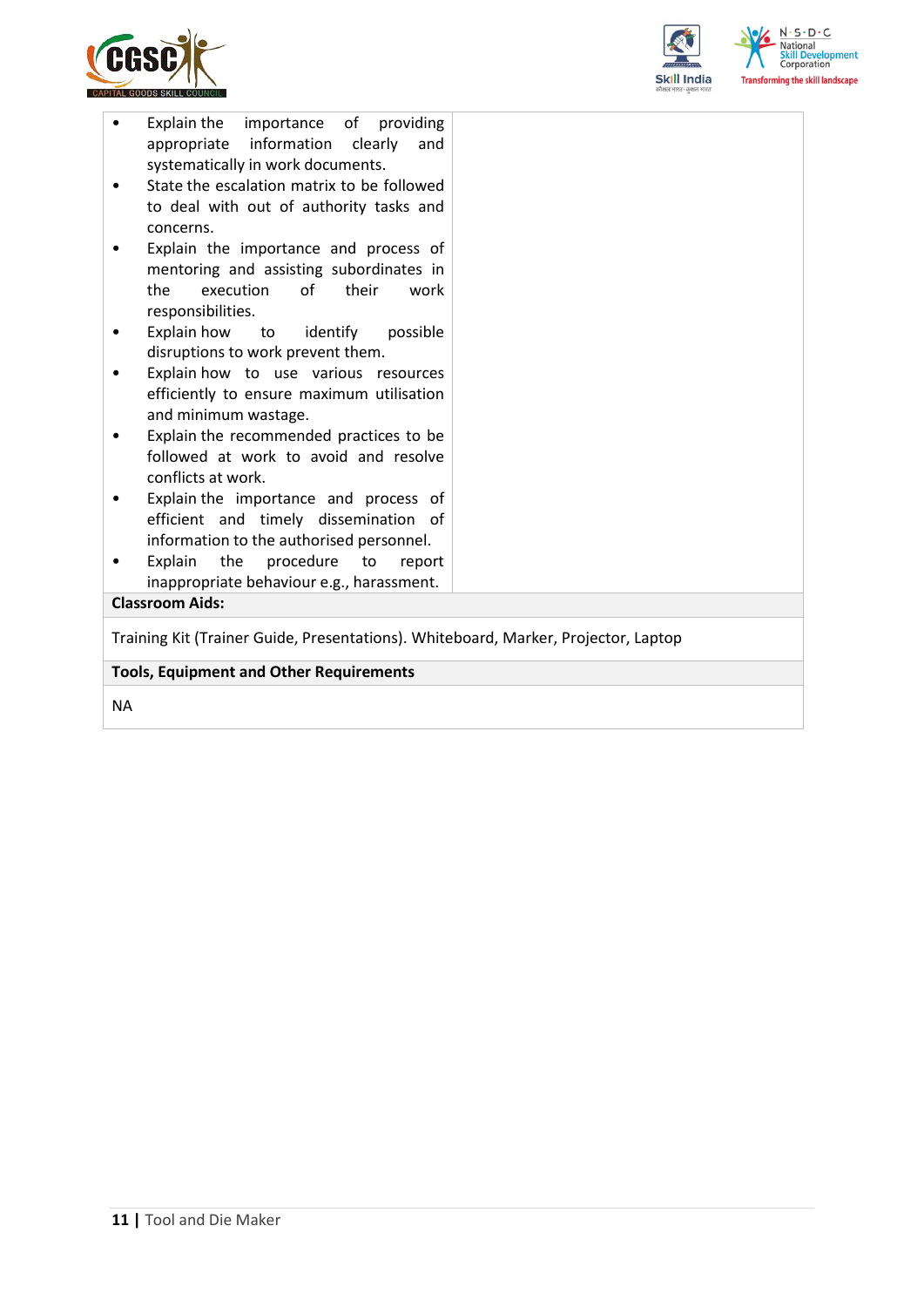| | |
|---|---|
| • Explain the importance of providing appropriate information clearly and systematically in work documents.<br>• State the escalation matrix to be followed to deal with out of authority tasks and concerns.<br>• Explain the importance and process of mentoring and assisting subordinates in the execution of their work responsibilities.<br>• Explain how to identify possible disruptions to work prevent them.<br>• Explain how to use various resources efficiently to ensure maximum utilisation and minimum wastage.<br>• Explain the recommended practices to be followed at work to avoid and resolve conflicts at work.<br>• Explain the importance and process of efficient and timely dissemination of information to the authorised personnel.<br>• Explain the procedure to report inappropriate behaviour e.g., harassment. | |

**Classroom Aids:**

Training Kit (Trainer Guide, Presentations). Whiteboard, Marker, Projector, Laptop

**Tools, Equipment and Other Requirements**

NA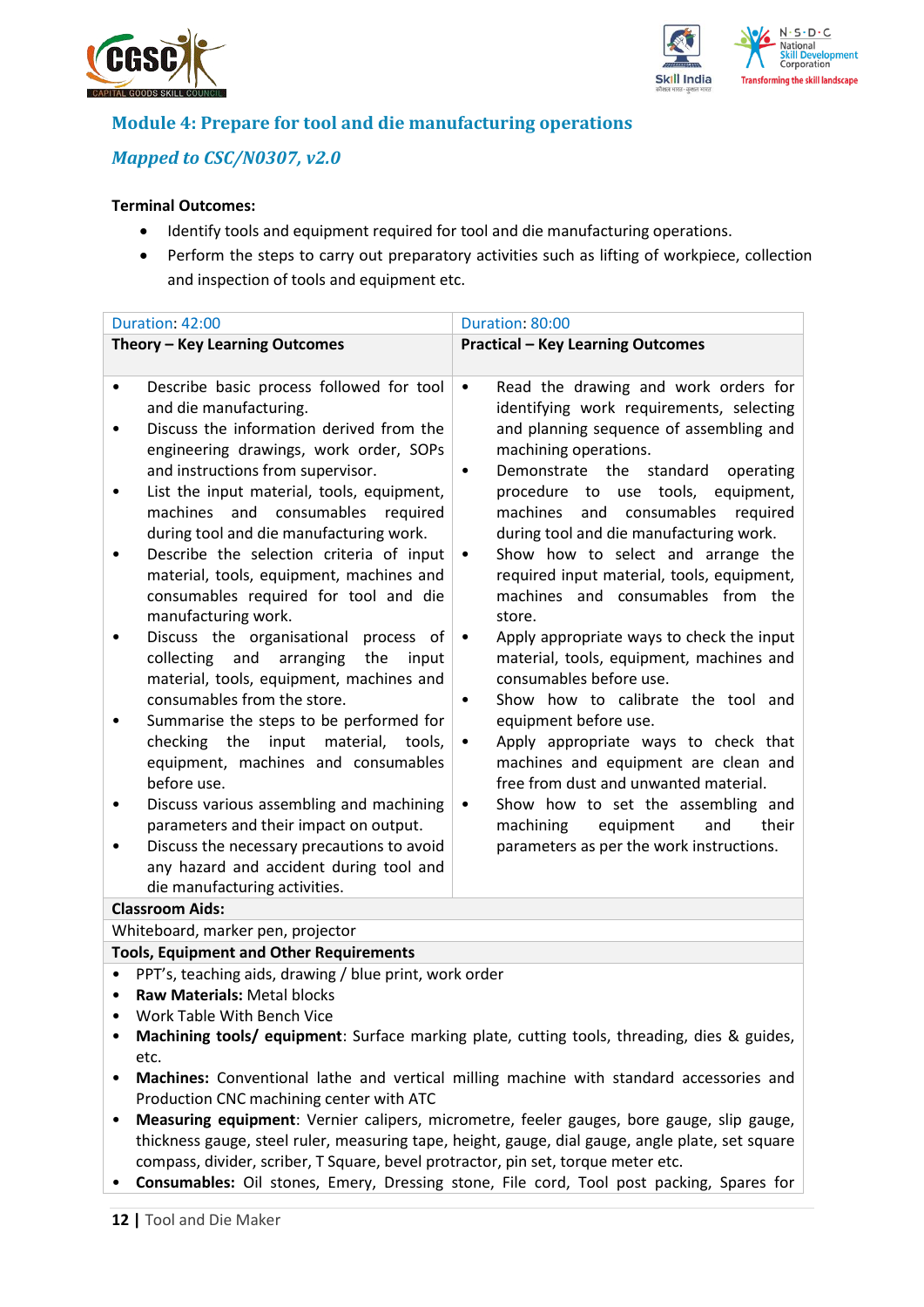## Module 4: Prepare for tool and die manufacturing operations

### *Mapped to CSC/N0307, v2.0*

**Terminal Outcomes:**

- Identify tools and equipment required for tool and die manufacturing operations.
- Perform the steps to carry out preparatory activities such as lifting of workpiece, collection and inspection of tools and equipment etc.

| Duration: 42:00 | Duration: 80:00 |
|---|---|
| **Theory – Key Learning Outcomes** | **Practical – Key Learning Outcomes** |
| • Describe basic process followed for tool and die manufacturing.<br>• Discuss the information derived from the engineering drawings, work order, SOPs and instructions from supervisor.<br>• List the input material, tools, equipment, machines and consumables required during tool and die manufacturing work.<br>• Describe the selection criteria of input material, tools, equipment, machines and consumables required for tool and die manufacturing work.<br>• Discuss the organisational process of collecting and arranging the input material, tools, equipment, machines and consumables from the store.<br>• Summarise the steps to be performed for checking the input material, tools, equipment, machines and consumables before use.<br>• Discuss various assembling and machining parameters and their impact on output.<br>• Discuss the necessary precautions to avoid any hazard and accident during tool and die manufacturing activities. | • Read the drawing and work orders for identifying work requirements, selecting and planning sequence of assembling and machining operations.<br>• Demonstrate the standard operating procedure to use tools, equipment, machines and consumables required during tool and die manufacturing work.<br>• Show how to select and arrange the required input material, tools, equipment, machines and consumables from the store.<br>• Apply appropriate ways to check the input material, tools, equipment, machines and consumables before use.<br>• Show how to calibrate the tool and equipment before use.<br>• Apply appropriate ways to check that machines and equipment are clean and free from dust and unwanted material.<br>• Show how to set the assembling and machining equipment and their parameters as per the work instructions. |
| **Classroom Aids:** | |
| Whiteboard, marker pen, projector | |
| **Tools, Equipment and Other Requirements** | |
| • PPT's, teaching aids, drawing / blue print, work order<br>• **Raw Materials:** Metal blocks<br>• Work Table With Bench Vice<br>• **Machining tools/ equipment**: Surface marking plate, cutting tools, threading, dies & guides, etc.<br>• **Machines:** Conventional lathe and vertical milling machine with standard accessories and Production CNC machining center with ATC<br>• **Measuring equipment**: Vernier calipers, micrometre, feeler gauges, bore gauge, slip gauge, thickness gauge, steel ruler, measuring tape, height, gauge, dial gauge, angle plate, set square compass, divider, scriber, T Square, bevel protractor, pin set, torque meter etc.<br>• **Consumables:** Oil stones, Emery, Dressing stone, File cord, Tool post packing, Spares for | |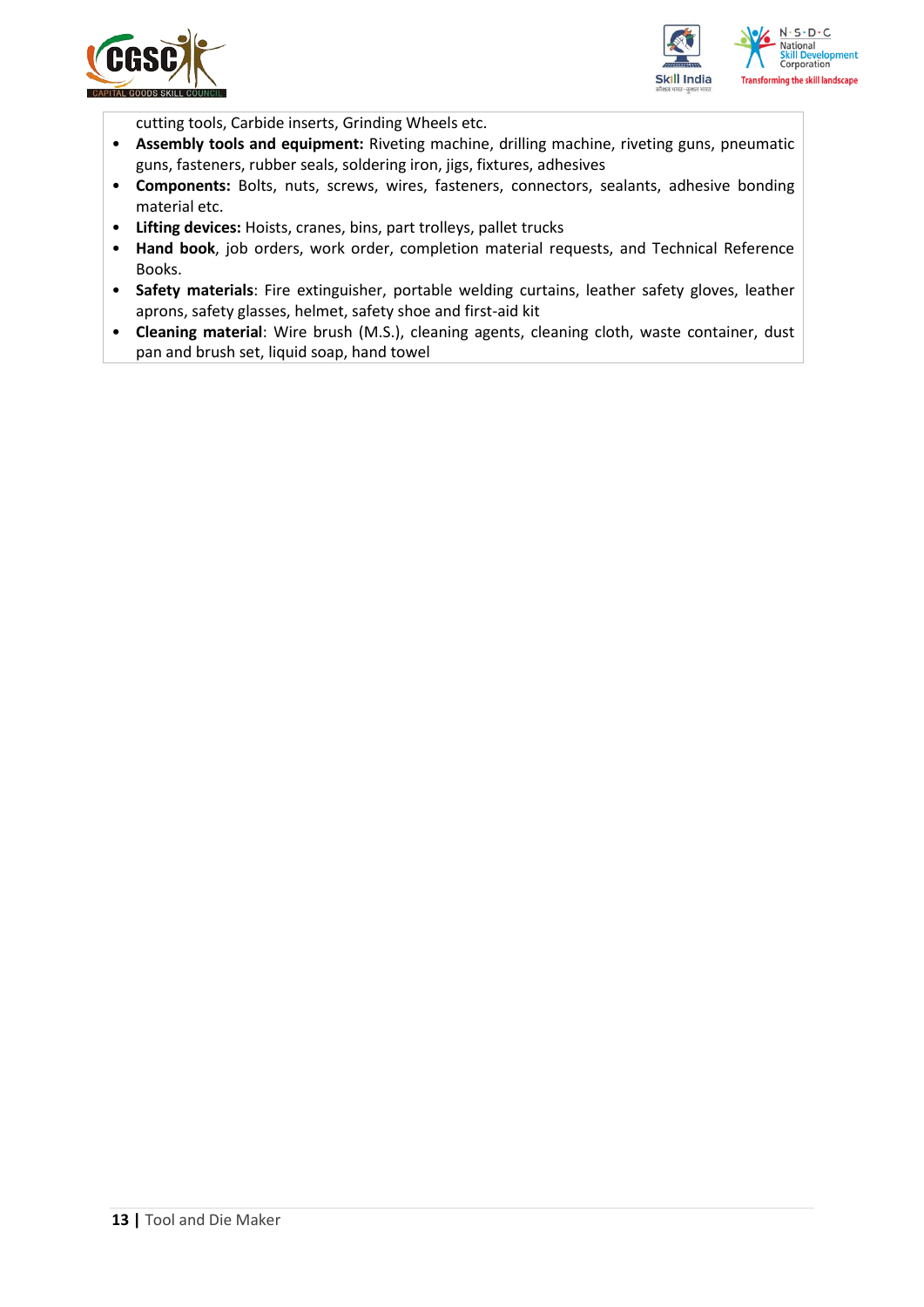cutting tools, Carbide inserts, Grinding Wheels etc.

- **Assembly tools and equipment:** Riveting machine, drilling machine, riveting guns, pneumatic guns, fasteners, rubber seals, soldering iron, jigs, fixtures, adhesives
- **Components:** Bolts, nuts, screws, wires, fasteners, connectors, sealants, adhesive bonding material etc.
- **Lifting devices:** Hoists, cranes, bins, part trolleys, pallet trucks
- **Hand book**, job orders, work order, completion material requests, and Technical Reference Books.
- **Safety materials**: Fire extinguisher, portable welding curtains, leather safety gloves, leather aprons, safety glasses, helmet, safety shoe and first-aid kit
- **Cleaning material**: Wire brush (M.S.), cleaning agents, cleaning cloth, waste container, dust pan and brush set, liquid soap, hand towel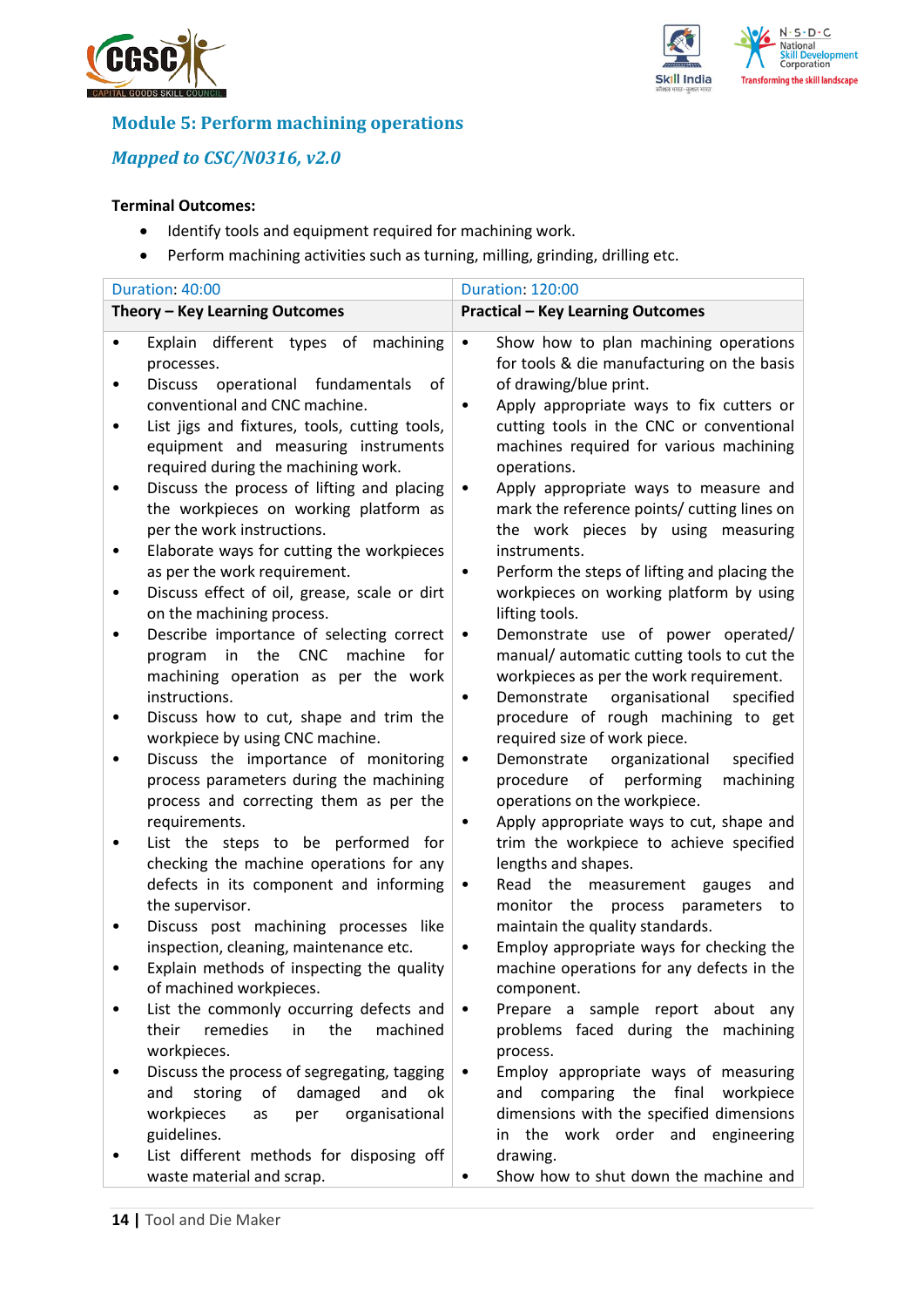## Module 5: Perform machining operations

### *Mapped to CSC/N0316, v2.0*

**Terminal Outcomes:**

- Identify tools and equipment required for machining work.
- Perform machining activities such as turning, milling, grinding, drilling etc.

| Duration: 40:00 | Duration: 120:00 |
|---|---|
| **Theory – Key Learning Outcomes** | **Practical – Key Learning Outcomes** |
| • Explain different types of machining processes.<br>• Discuss operational fundamentals of conventional and CNC machine.<br>• List jigs and fixtures, tools, cutting tools, equipment and measuring instruments required during the machining work.<br>• Discuss the process of lifting and placing the workpieces on working platform as per the work instructions.<br>• Elaborate ways for cutting the workpieces as per the work requirement.<br>• Discuss effect of oil, grease, scale or dirt on the machining process.<br>• Describe importance of selecting correct program in the CNC machine for machining operation as per the work instructions.<br>• Discuss how to cut, shape and trim the workpiece by using CNC machine.<br>• Discuss the importance of monitoring process parameters during the machining process and correcting them as per the requirements.<br>• List the steps to be performed for checking the machine operations for any defects in its component and informing the supervisor.<br>• Discuss post machining processes like inspection, cleaning, maintenance etc.<br>• Explain methods of inspecting the quality of machined workpieces.<br>• List the commonly occurring defects and their remedies in the machined workpieces.<br>• Discuss the process of segregating, tagging and storing of damaged and ok workpieces as per organisational guidelines.<br>• List different methods for disposing off waste material and scrap. | • Show how to plan machining operations for tools & die manufacturing on the basis of drawing/blue print.<br>• Apply appropriate ways to fix cutters or cutting tools in the CNC or conventional machines required for various machining operations.<br>• Apply appropriate ways to measure and mark the reference points/ cutting lines on the work pieces by using measuring instruments.<br>• Perform the steps of lifting and placing the workpieces on working platform by using lifting tools.<br>• Demonstrate use of power operated/ manual/ automatic cutting tools to cut the workpieces as per the work requirement.<br>• Demonstrate organisational specified procedure of rough machining to get required size of work piece.<br>• Demonstrate organizational specified procedure of performing machining operations on the workpiece.<br>• Apply appropriate ways to cut, shape and trim the workpiece to achieve specified lengths and shapes.<br>• Read the measurement gauges and monitor the process parameters to maintain the quality standards.<br>• Employ appropriate ways for checking the machine operations for any defects in the component.<br>• Prepare a sample report about any problems faced during the machining process.<br>• Employ appropriate ways of measuring and comparing the final workpiece dimensions with the specified dimensions in the work order and engineering drawing.<br>• Show how to shut down the machine and |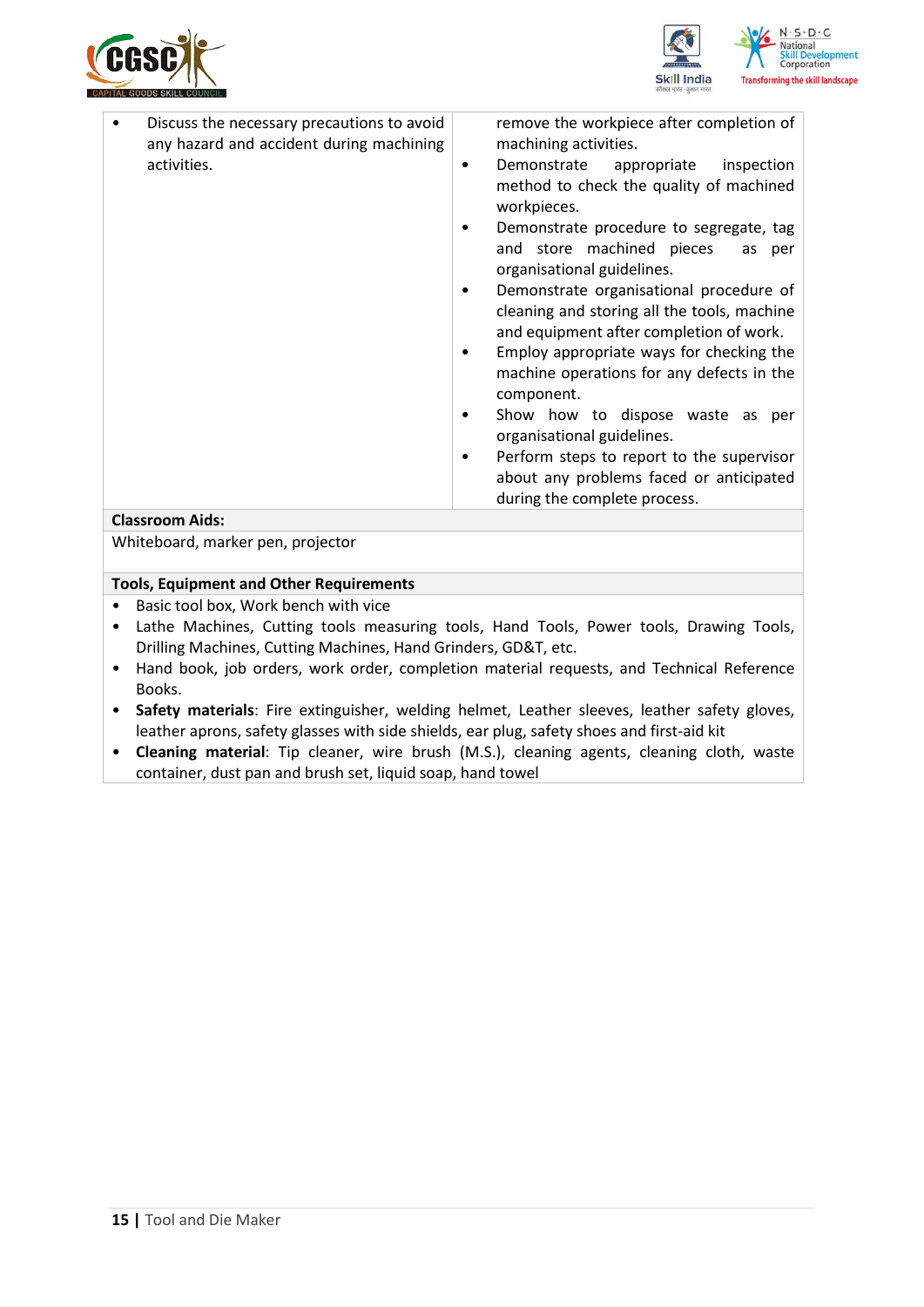| | |
|---|---|
| • Discuss the necessary precautions to avoid any hazard and accident during machining activities. | remove the workpiece after completion of machining activities.<br>• Demonstrate appropriate inspection method to check the quality of machined workpieces.<br>• Demonstrate procedure to segregate, tag and store machined pieces as per organisational guidelines.<br>• Demonstrate organisational procedure of cleaning and storing all the tools, machine and equipment after completion of work.<br>• Employ appropriate ways for checking the machine operations for any defects in the component.<br>• Show how to dispose waste as per organisational guidelines.<br>• Perform steps to report to the supervisor about any problems faced or anticipated during the complete process. |

**Classroom Aids:**

Whiteboard, marker pen, projector

**Tools, Equipment and Other Requirements**

- Basic tool box, Work bench with vice
- Lathe Machines, Cutting tools measuring tools, Hand Tools, Power tools, Drawing Tools, Drilling Machines, Cutting Machines, Hand Grinders, GD&T, etc.
- Hand book, job orders, work order, completion material requests, and Technical Reference Books.
- **Safety materials**: Fire extinguisher, welding helmet, Leather sleeves, leather safety gloves, leather aprons, safety glasses with side shields, ear plug, safety shoes and first-aid kit
- **Cleaning material**: Tip cleaner, wire brush (M.S.), cleaning agents, cleaning cloth, waste container, dust pan and brush set, liquid soap, hand towel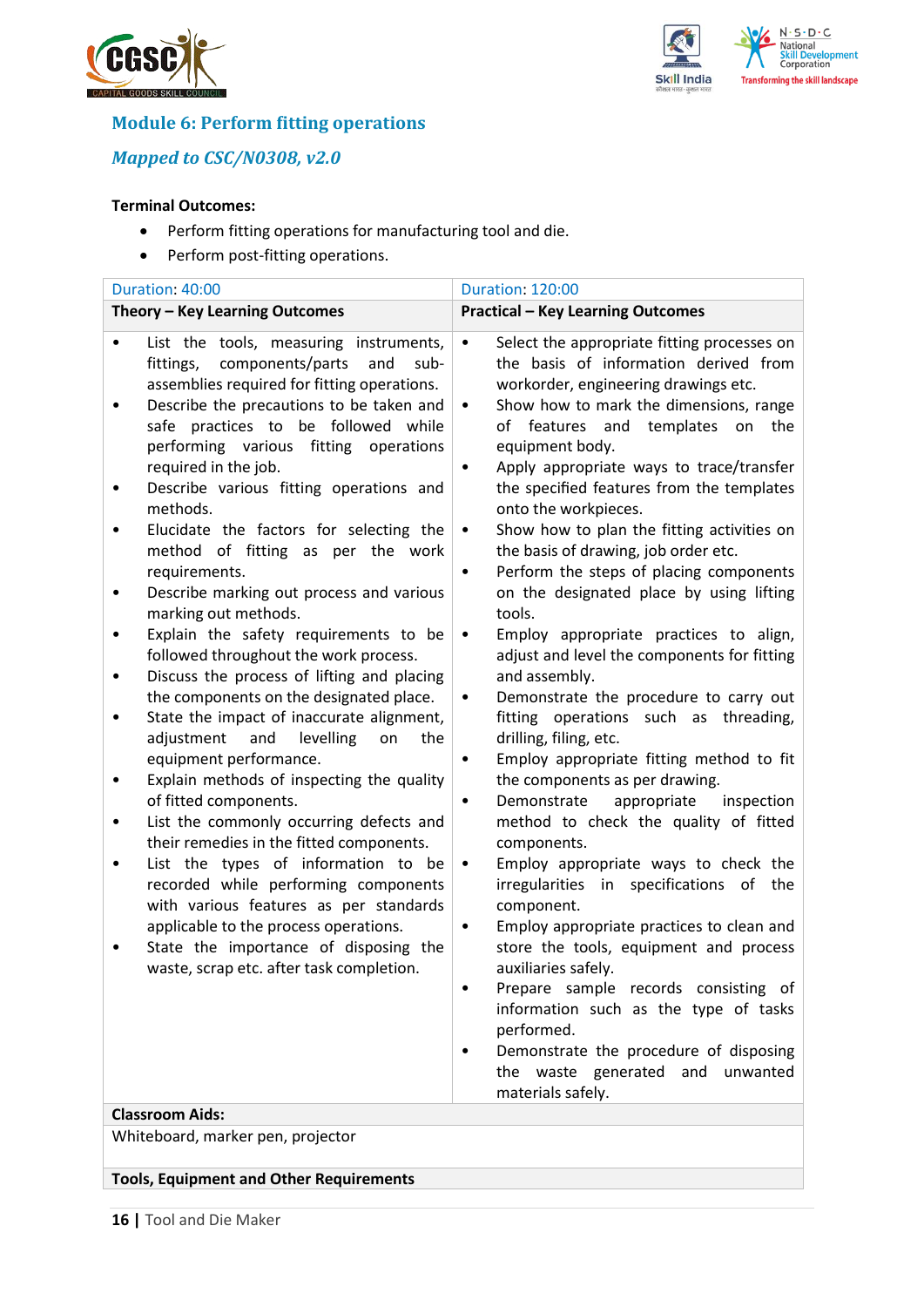## Module 6: Perform fitting operations

### *Mapped to CSC/N0308, v2.0*

**Terminal Outcomes:**

- Perform fitting operations for manufacturing tool and die.
- Perform post-fitting operations.

| Duration: 40:00 | Duration: 120:00 |
|---|---|
| **Theory – Key Learning Outcomes** | **Practical – Key Learning Outcomes** |
| • List the tools, measuring instruments, fittings, components/parts and sub-assemblies required for fitting operations.<br>• Describe the precautions to be taken and safe practices to be followed while performing various fitting operations required in the job.<br>• Describe various fitting operations and methods.<br>• Elucidate the factors for selecting the method of fitting as per the work requirements.<br>• Describe marking out process and various marking out methods.<br>• Explain the safety requirements to be followed throughout the work process.<br>• Discuss the process of lifting and placing the components on the designated place.<br>• State the impact of inaccurate alignment, adjustment and levelling on the equipment performance.<br>• Explain methods of inspecting the quality of fitted components.<br>• List the commonly occurring defects and their remedies in the fitted components.<br>• List the types of information to be recorded while performing components with various features as per standards applicable to the process operations.<br>• State the importance of disposing the waste, scrap etc. after task completion. | • Select the appropriate fitting processes on the basis of information derived from workorder, engineering drawings etc.<br>• Show how to mark the dimensions, range of features and templates on the equipment body.<br>• Apply appropriate ways to trace/transfer the specified features from the templates onto the workpieces.<br>• Show how to plan the fitting activities on the basis of drawing, job order etc.<br>• Perform the steps of placing components on the designated place by using lifting tools.<br>• Employ appropriate practices to align, adjust and level the components for fitting and assembly.<br>• Demonstrate the procedure to carry out fitting operations such as threading, drilling, filing, etc.<br>• Employ appropriate fitting method to fit the components as per drawing.<br>• Demonstrate appropriate inspection method to check the quality of fitted components.<br>• Employ appropriate ways to check the irregularities in specifications of the component.<br>• Employ appropriate practices to clean and store the tools, equipment and process auxiliaries safely.<br>• Prepare sample records consisting of information such as the type of tasks performed.<br>• Demonstrate the procedure of disposing the waste generated and unwanted materials safely. |
| **Classroom Aids:** | |
| Whiteboard, marker pen, projector | |
| **Tools, Equipment and Other Requirements** | |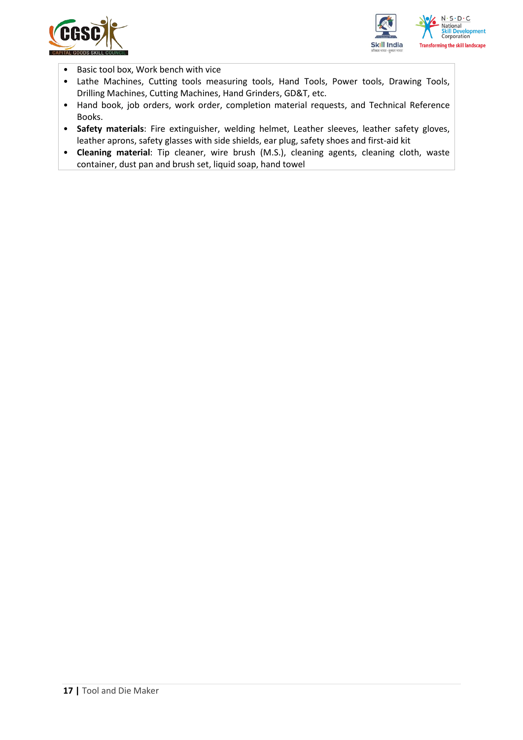- Basic tool box, Work bench with vice
- Lathe Machines, Cutting tools measuring tools, Hand Tools, Power tools, Drawing Tools, Drilling Machines, Cutting Machines, Hand Grinders, GD&T, etc.
- Hand book, job orders, work order, completion material requests, and Technical Reference Books.
- **Safety materials**: Fire extinguisher, welding helmet, Leather sleeves, leather safety gloves, leather aprons, safety glasses with side shields, ear plug, safety shoes and first-aid kit
- **Cleaning material**: Tip cleaner, wire brush (M.S.), cleaning agents, cleaning cloth, waste container, dust pan and brush set, liquid soap, hand towel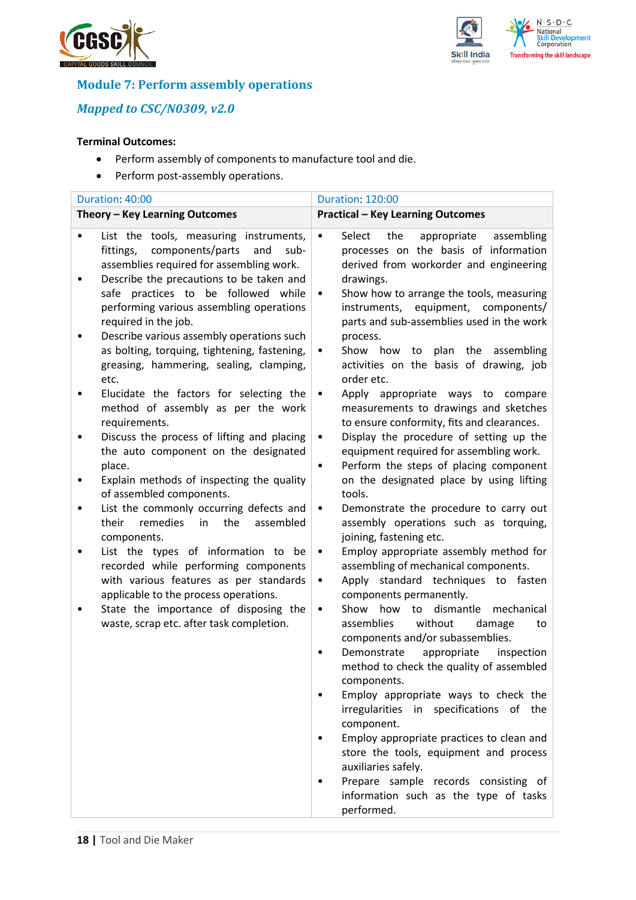## Module 7: Perform assembly operations

### *Mapped to CSC/N0309, v2.0*

**Terminal Outcomes:**

- Perform assembly of components to manufacture tool and die.
- Perform post-assembly operations.

| Duration: 40:00 | Duration: 120:00 |
|---|---|
| **Theory – Key Learning Outcomes** | **Practical – Key Learning Outcomes** |
| • List the tools, measuring instruments, fittings, components/parts and sub-assemblies required for assembling work.<br>• Describe the precautions to be taken and safe practices to be followed while performing various assembling operations required in the job.<br>• Describe various assembly operations such as bolting, torquing, tightening, fastening, greasing, hammering, sealing, clamping, etc.<br>• Elucidate the factors for selecting the method of assembly as per the work requirements.<br>• Discuss the process of lifting and placing the auto component on the designated place.<br>• Explain methods of inspecting the quality of assembled components.<br>• List the commonly occurring defects and their remedies in the assembled components.<br>• List the types of information to be recorded while performing components with various features as per standards applicable to the process operations.<br>• State the importance of disposing the waste, scrap etc. after task completion. | • Select the appropriate assembling processes on the basis of information derived from workorder and engineering drawings.<br>• Show how to arrange the tools, measuring instruments, equipment, components/ parts and sub-assemblies used in the work process.<br>• Show how to plan the assembling activities on the basis of drawing, job order etc.<br>• Apply appropriate ways to compare measurements to drawings and sketches to ensure conformity, fits and clearances.<br>• Display the procedure of setting up the equipment required for assembling work.<br>• Perform the steps of placing component on the designated place by using lifting tools.<br>• Demonstrate the procedure to carry out assembly operations such as torquing, joining, fastening etc.<br>• Employ appropriate assembly method for assembling of mechanical components.<br>• Apply standard techniques to fasten components permanently.<br>• Show how to dismantle mechanical assemblies without damage to components and/or subassemblies.<br>• Demonstrate appropriate inspection method to check the quality of assembled components.<br>• Employ appropriate ways to check the irregularities in specifications of the component.<br>• Employ appropriate practices to clean and store the tools, equipment and process auxiliaries safely.<br>• Prepare sample records consisting of information such as the type of tasks performed. |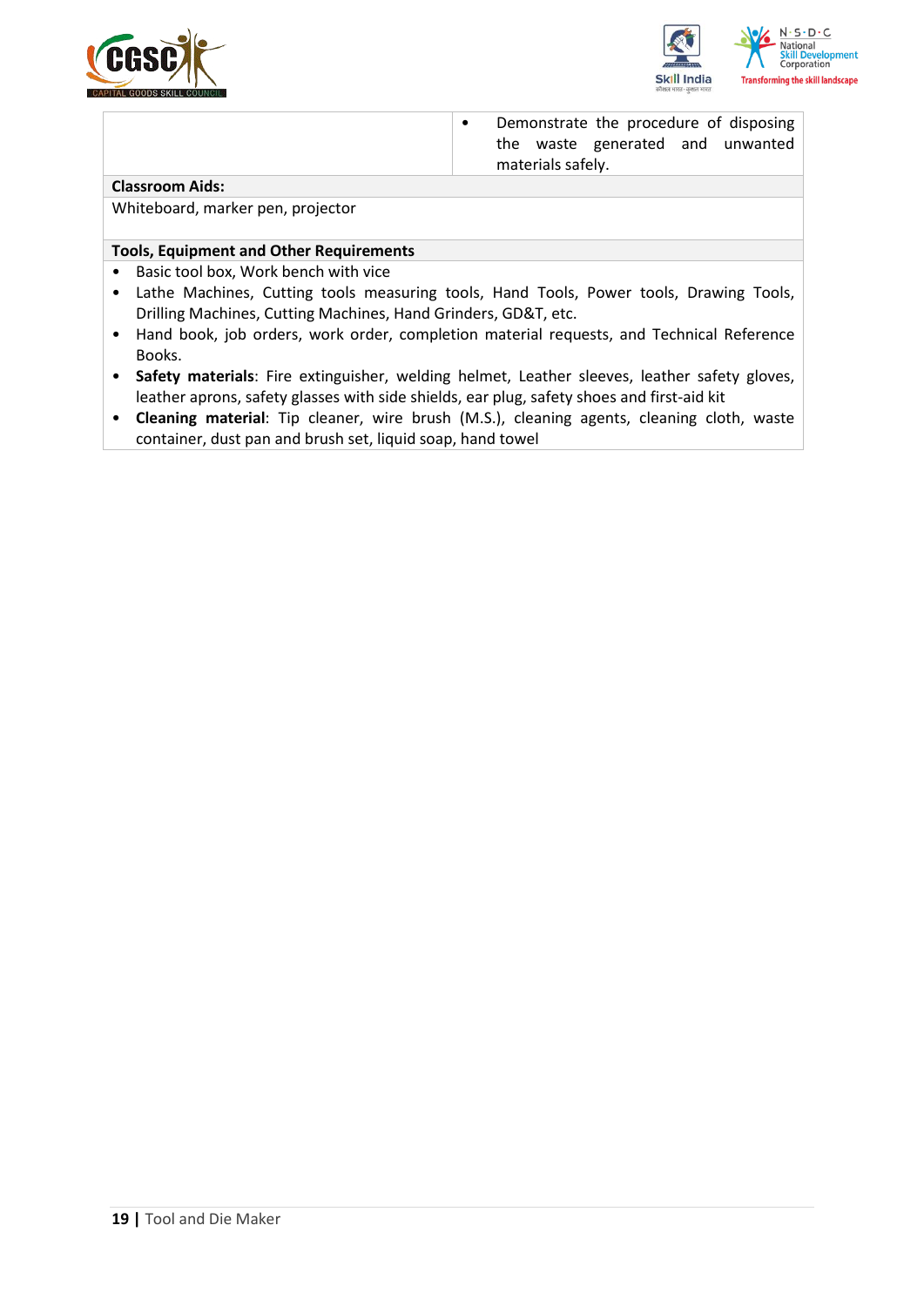| | |
|---|---|
| | • Demonstrate the procedure of disposing the waste generated and unwanted materials safely. |

**Classroom Aids:**

Whiteboard, marker pen, projector

**Tools, Equipment and Other Requirements**

- Basic tool box, Work bench with vice
- Lathe Machines, Cutting tools measuring tools, Hand Tools, Power tools, Drawing Tools, Drilling Machines, Cutting Machines, Hand Grinders, GD&T, etc.
- Hand book, job orders, work order, completion material requests, and Technical Reference Books.
- **Safety materials**: Fire extinguisher, welding helmet, Leather sleeves, leather safety gloves, leather aprons, safety glasses with side shields, ear plug, safety shoes and first-aid kit
- **Cleaning material**: Tip cleaner, wire brush (M.S.), cleaning agents, cleaning cloth, waste container, dust pan and brush set, liquid soap, hand towel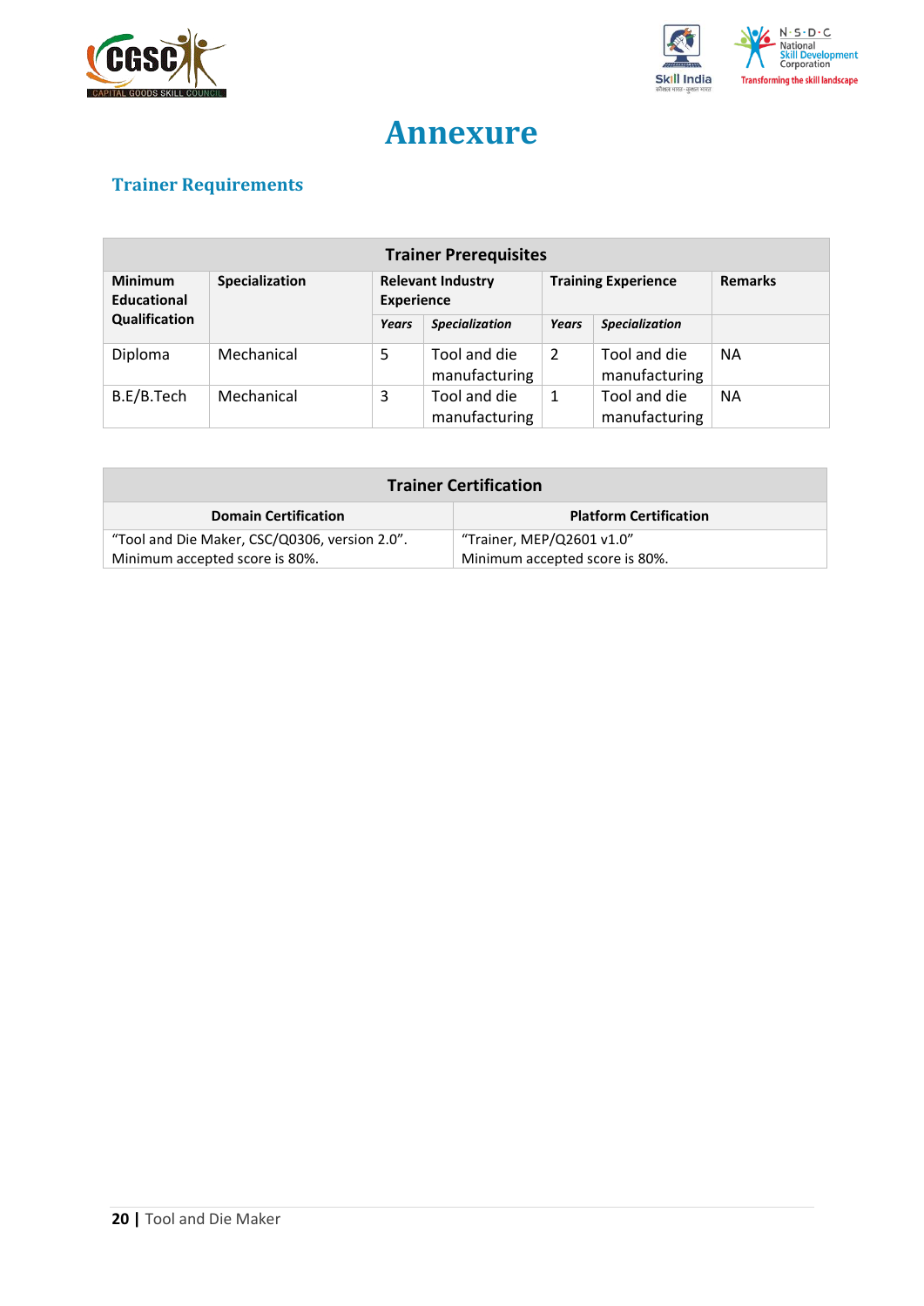# Annexure

## Trainer Requirements

| Trainer Prerequisites | | | | | | |
|---|---|---|---|---|---|---|
| Minimum Educational Qualification | Specialization | Relevant Industry Experience | | Training Experience | | Remarks |
| | | *Years* | *Specialization* | *Years* | *Specialization* | |
| Diploma | Mechanical | 5 | Tool and die manufacturing | 2 | Tool and die manufacturing | NA |
| B.E/B.Tech | Mechanical | 3 | Tool and die manufacturing | 1 | Tool and die manufacturing | NA |

| Trainer Certification | |
|---|---|
| **Domain Certification** | **Platform Certification** |
| "Tool and Die Maker, CSC/Q0306, version 2.0". Minimum accepted score is 80%. | "Trainer, MEP/Q2601 v1.0" Minimum accepted score is 80%. |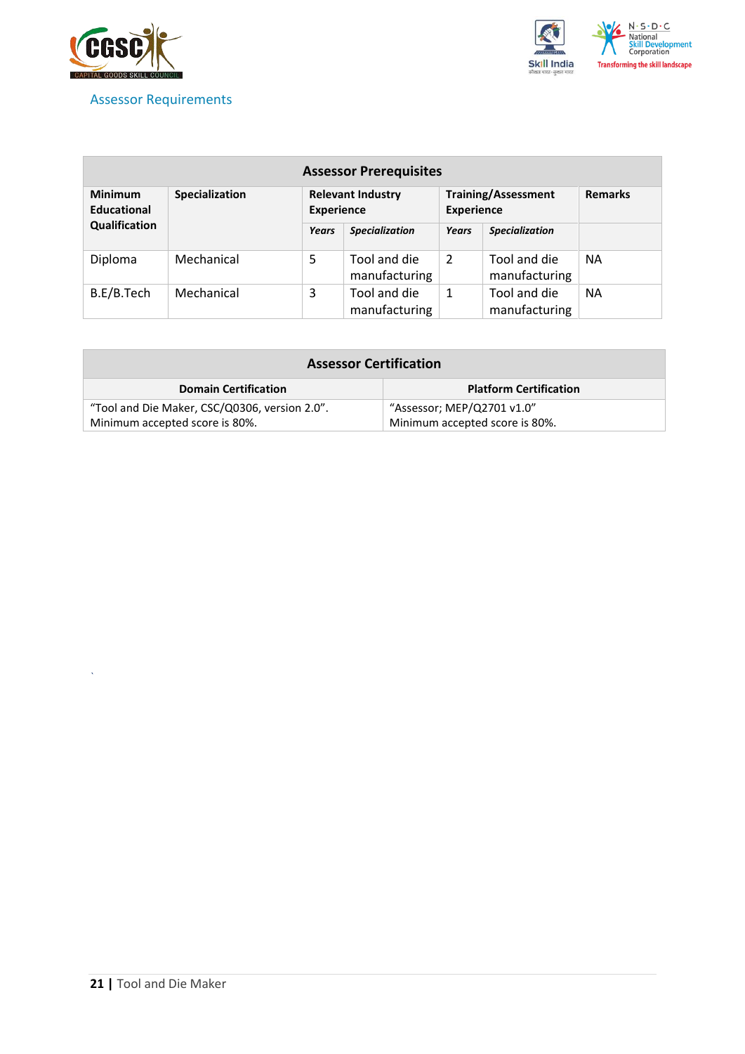## Assessor Requirements

| Assessor Prerequisites | | | | | | |
|---|---|---|---|---|---|---|
| **Minimum Educational Qualification** | **Specialization** | **Relevant Industry Experience** | | **Training/Assessment Experience** | | **Remarks** |
| | | ***Years*** | ***Specialization*** | ***Years*** | ***Specialization*** | |
| Diploma | Mechanical | 5 | Tool and die manufacturing | 2 | Tool and die manufacturing | NA |
| B.E/B.Tech | Mechanical | 3 | Tool and die manufacturing | 1 | Tool and die manufacturing | NA |

| Assessor Certification | |
|---|---|
| **Domain Certification** | **Platform Certification** |
| "Tool and Die Maker, CSC/Q0306, version 2.0". Minimum accepted score is 80%. | "Assessor; MEP/Q2701 v1.0" Minimum accepted score is 80%. |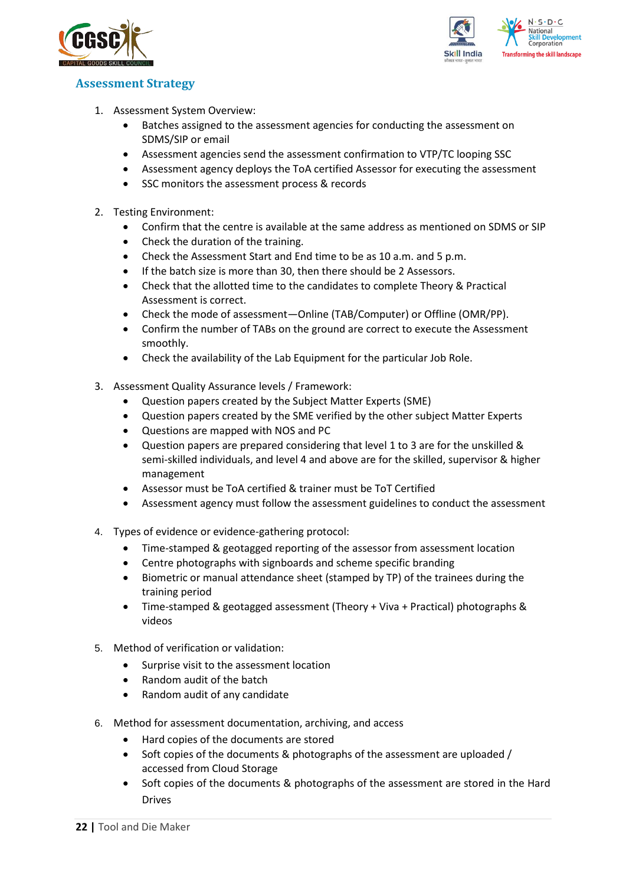## Assessment Strategy

1. Assessment System Overview:
    - Batches assigned to the assessment agencies for conducting the assessment on SDMS/SIP or email
    - Assessment agencies send the assessment confirmation to VTP/TC looping SSC
    - Assessment agency deploys the ToA certified Assessor for executing the assessment
    - SSC monitors the assessment process & records

2. Testing Environment:
    - Confirm that the centre is available at the same address as mentioned on SDMS or SIP
    - Check the duration of the training.
    - Check the Assessment Start and End time to be as 10 a.m. and 5 p.m.
    - If the batch size is more than 30, then there should be 2 Assessors.
    - Check that the allotted time to the candidates to complete Theory & Practical Assessment is correct.
    - Check the mode of assessment—Online (TAB/Computer) or Offline (OMR/PP).
    - Confirm the number of TABs on the ground are correct to execute the Assessment smoothly.
    - Check the availability of the Lab Equipment for the particular Job Role.

3. Assessment Quality Assurance levels / Framework:
    - Question papers created by the Subject Matter Experts (SME)
    - Question papers created by the SME verified by the other subject Matter Experts
    - Questions are mapped with NOS and PC
    - Question papers are prepared considering that level 1 to 3 are for the unskilled & semi-skilled individuals, and level 4 and above are for the skilled, supervisor & higher management
    - Assessor must be ToA certified & trainer must be ToT Certified
    - Assessment agency must follow the assessment guidelines to conduct the assessment

4. Types of evidence or evidence-gathering protocol:
    - Time-stamped & geotagged reporting of the assessor from assessment location
    - Centre photographs with signboards and scheme specific branding
    - Biometric or manual attendance sheet (stamped by TP) of the trainees during the training period
    - Time-stamped & geotagged assessment (Theory + Viva + Practical) photographs & videos

5. Method of verification or validation:
    - Surprise visit to the assessment location
    - Random audit of the batch
    - Random audit of any candidate

6. Method for assessment documentation, archiving, and access
    - Hard copies of the documents are stored
    - Soft copies of the documents & photographs of the assessment are uploaded / accessed from Cloud Storage
    - Soft copies of the documents & photographs of the assessment are stored in the Hard Drives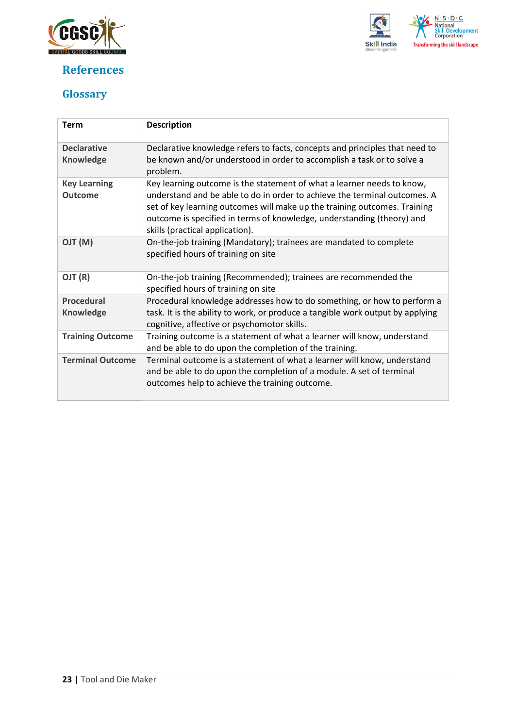# References

## Glossary

| Term | Description |
| --- | --- |
| **Declarative Knowledge** | Declarative knowledge refers to facts, concepts and principles that need to be known and/or understood in order to accomplish a task or to solve a problem. |
| **Key Learning Outcome** | Key learning outcome is the statement of what a learner needs to know, understand and be able to do in order to achieve the terminal outcomes. A set of key learning outcomes will make up the training outcomes. Training outcome is specified in terms of knowledge, understanding (theory) and skills (practical application). |
| **OJT (M)** | On-the-job training (Mandatory); trainees are mandated to complete specified hours of training on site |
| **OJT (R)** | On-the-job training (Recommended); trainees are recommended the specified hours of training on site |
| **Procedural Knowledge** | Procedural knowledge addresses how to do something, or how to perform a task. It is the ability to work, or produce a tangible work output by applying cognitive, affective or psychomotor skills. |
| **Training Outcome** | Training outcome is a statement of what a learner will know, understand and be able to do upon the completion of the training. |
| **Terminal Outcome** | Terminal outcome is a statement of what a learner will know, understand and be able to do upon the completion of a module. A set of terminal outcomes help to achieve the training outcome. |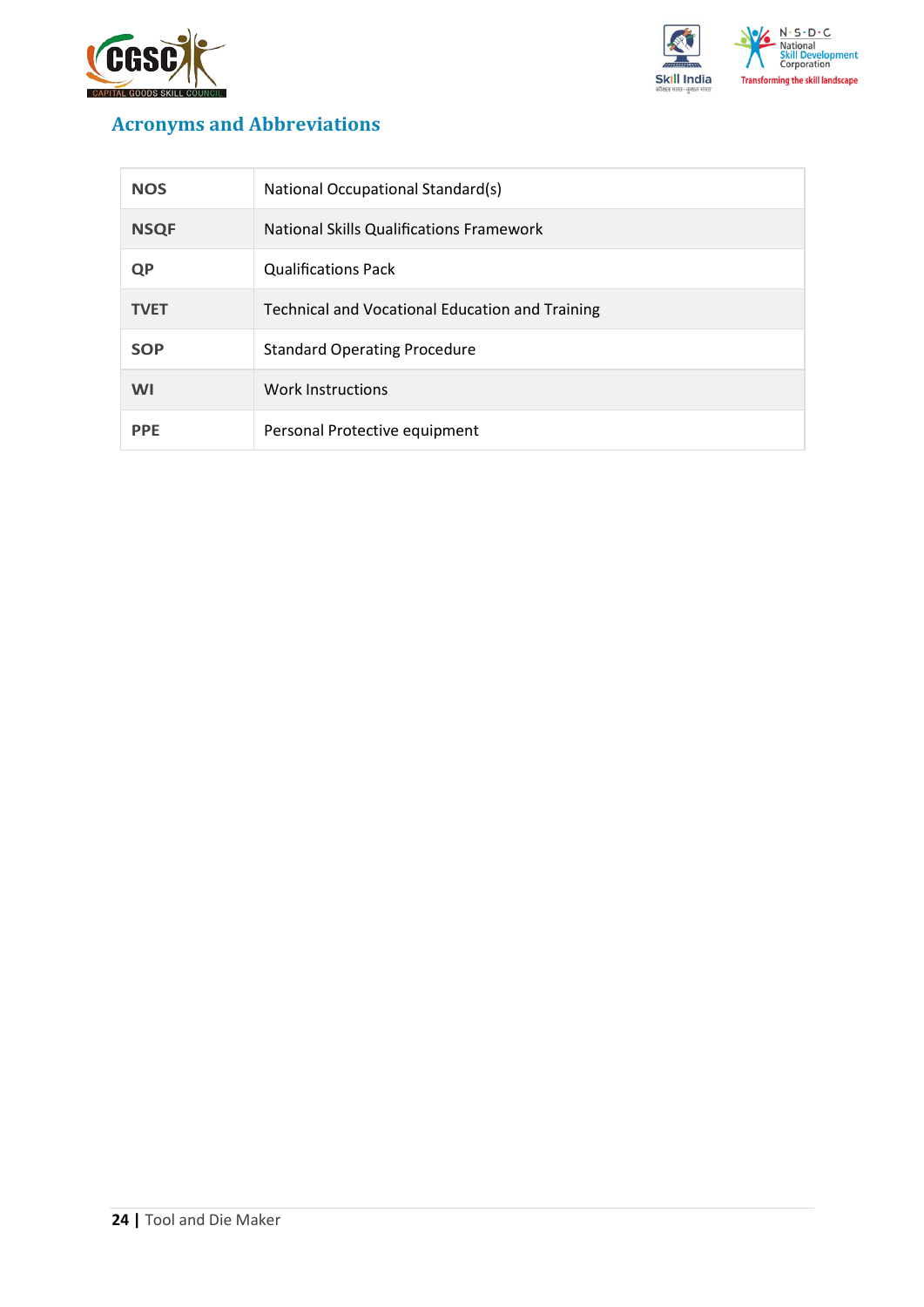## Acronyms and Abbreviations

| | |
|---|---|
| **NOS** | National Occupational Standard(s) |
| **NSQF** | National Skills Qualifications Framework |
| **QP** | Qualifications Pack |
| **TVET** | Technical and Vocational Education and Training |
| **SOP** | Standard Operating Procedure |
| **WI** | Work Instructions |
| **PPE** | Personal Protective equipment |